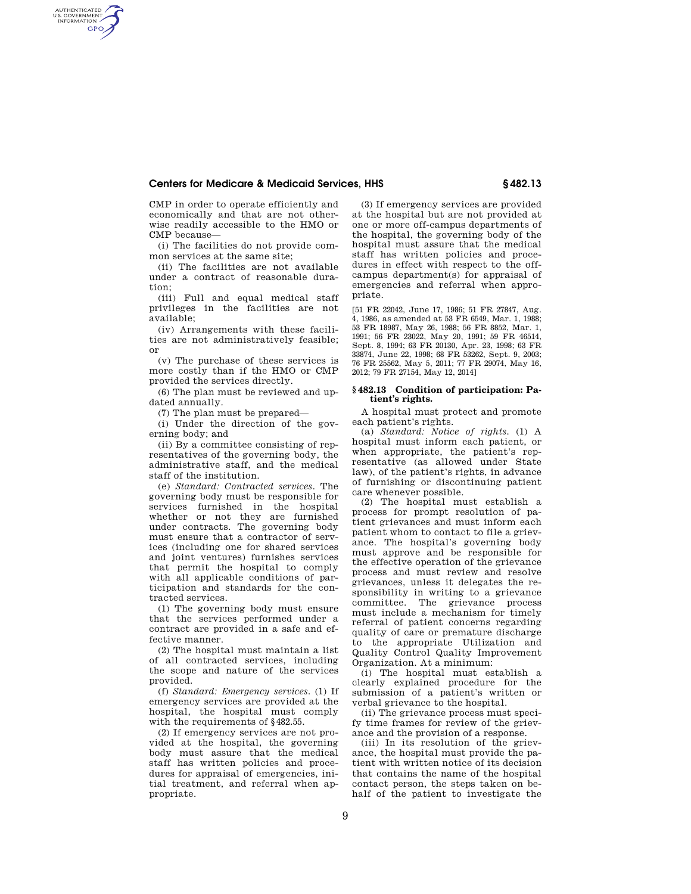CMP in order to operate efficiently and economically and that are not otherwise readily accessible to the HMO or CMP because—

(i) The facilities do not provide common services at the same site;

(ii) The facilities are not available under a contract of reasonable duration;

(iii) Full and equal medical staff privileges in the facilities are not available;

(iv) Arrangements with these facilities are not administratively feasible; or

(v) The purchase of these services is more costly than if the HMO or CMP provided the services directly.

(6) The plan must be reviewed and updated annually.

(7) The plan must be prepared—

(i) Under the direction of the governing body; and

(ii) By a committee consisting of representatives of the governing body, the administrative staff, and the medical staff of the institution.

(e) *Standard: Contracted services.* The governing body must be responsible for services furnished in the hospital whether or not they are furnished under contracts. The governing body must ensure that a contractor of services (including one for shared services and joint ventures) furnishes services that permit the hospital to comply with all applicable conditions of participation and standards for the contracted services.

(1) The governing body must ensure that the services performed under a contract are provided in a safe and effective manner.

(2) The hospital must maintain a list of all contracted services, including the scope and nature of the services provided.

(f) *Standard: Emergency services.* (1) If emergency services are provided at the hospital, the hospital must comply with the requirements of §482.55.

(2) If emergency services are not provided at the hospital, the governing body must assure that the medical staff has written policies and procedures for appraisal of emergencies, initial treatment, and referral when appropriate.

(3) If emergency services are provided at the hospital but are not provided at one or more off-campus departments of the hospital, the governing body of the hospital must assure that the medical staff has written policies and procedures in effect with respect to the off-campus department(s) for appraisal of emergencies and referral when appropriate.

[51 FR 22042, June 17, 1986; 51 FR 27847, Aug. 4, 1986, as amended at 53 FR 6549, Mar. 1, 1988; 53 FR 18987, May 26, 1988; 56 FR 8852, Mar. 1, 1991; 56 FR 23022, May 20, 1991; 59 FR 46514, Sept. 8, 1994; 63 FR 20130, Apr. 23, 1998; 63 FR 33874, June 22, 1998; 68 FR 53262, Sept. 9, 2003; 76 FR 25562, May 5, 2011; 77 FR 29074, May 16, 2012; 79 FR 27154, May 12, 2014]

## §482.13 Condition of participation: Patient's rights.

A hospital must protect and promote each patient's rights.

(a) *Standard: Notice of rights.* (1) A hospital must inform each patient, or when appropriate, the patient's representative (as allowed under State law), of the patient's rights, in advance of furnishing or discontinuing patient care whenever possible.

(2) The hospital must establish a process for prompt resolution of patient grievances and must inform each patient whom to contact to file a grievance. The hospital's governing body must approve and be responsible for the effective operation of the grievance process and must review and resolve grievances, unless it delegates the responsibility in writing to a grievance committee. The grievance process must include a mechanism for timely referral of patient concerns regarding quality of care or premature discharge to the appropriate Utilization and Quality Control Quality Improvement Organization. At a minimum:

(i) The hospital must establish a clearly explained procedure for the submission of a patient's written or verbal grievance to the hospital.

(ii) The grievance process must specify time frames for review of the grievance and the provision of a response.

(iii) In its resolution of the grievance, the hospital must provide the patient with written notice of its decision that contains the name of the hospital contact person, the steps taken on behalf of the patient to investigate the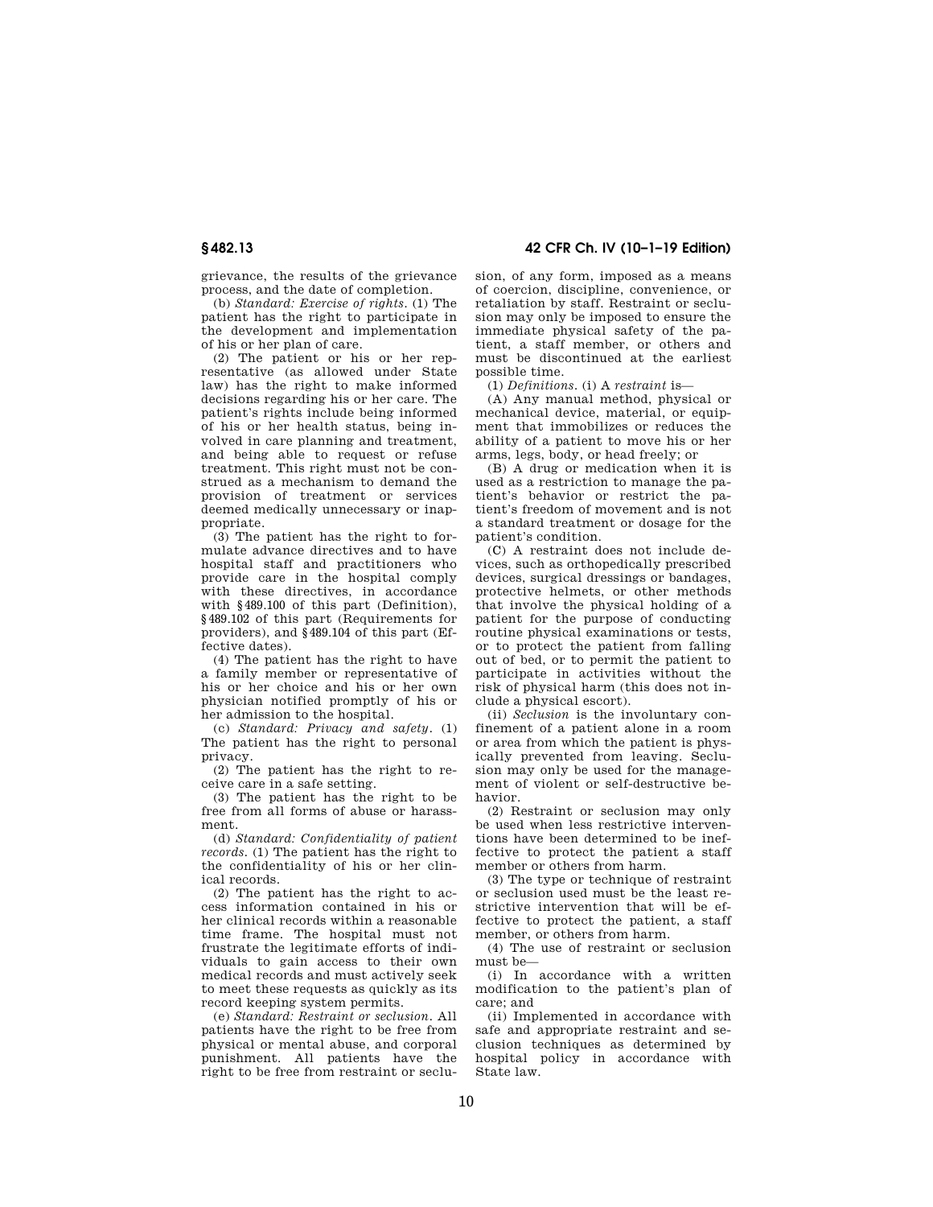grievance, the results of the grievance process, and the date of completion.

(b) *Standard: Exercise of rights.* (1) The patient has the right to participate in the development and implementation of his or her plan of care.

(2) The patient or his or her representative (as allowed under State law) has the right to make informed decisions regarding his or her care. The patient's rights include being informed of his or her health status, being involved in care planning and treatment, and being able to request or refuse treatment. This right must not be construed as a mechanism to demand the provision of treatment or services deemed medically unnecessary or inappropriate.

(3) The patient has the right to formulate advance directives and to have hospital staff and practitioners who provide care in the hospital comply with these directives, in accordance with §489.100 of this part (Definition), §489.102 of this part (Requirements for providers), and §489.104 of this part (Effective dates).

(4) The patient has the right to have a family member or representative of his or her choice and his or her own physician notified promptly of his or her admission to the hospital.

(c) *Standard: Privacy and safety.* (1) The patient has the right to personal privacy.

(2) The patient has the right to receive care in a safe setting.

(3) The patient has the right to be free from all forms of abuse or harassment.

(d) *Standard: Confidentiality of patient records.* (1) The patient has the right to the confidentiality of his or her clinical records.

(2) The patient has the right to access information contained in his or her clinical records within a reasonable time frame. The hospital must not frustrate the legitimate efforts of individuals to gain access to their own medical records and must actively seek to meet these requests as quickly as its record keeping system permits.

(e) *Standard: Restraint or seclusion.* All patients have the right to be free from physical or mental abuse, and corporal punishment. All patients have the right to be free from restraint or seclusion, of any form, imposed as a means of coercion, discipline, convenience, or retaliation by staff. Restraint or seclusion may only be imposed to ensure the immediate physical safety of the patient, a staff member, or others and must be discontinued at the earliest possible time.

(1) *Definitions.* (i) A *restraint* is—

(A) Any manual method, physical or mechanical device, material, or equipment that immobilizes or reduces the ability of a patient to move his or her arms, legs, body, or head freely; or

(B) A drug or medication when it is used as a restriction to manage the patient's behavior or restrict the patient's freedom of movement and is not a standard treatment or dosage for the patient's condition.

(C) A restraint does not include devices, such as orthopedically prescribed devices, surgical dressings or bandages, protective helmets, or other methods that involve the physical holding of a patient for the purpose of conducting routine physical examinations or tests, or to protect the patient from falling out of bed, or to permit the patient to participate in activities without the risk of physical harm (this does not include a physical escort).

(ii) *Seclusion* is the involuntary confinement of a patient alone in a room or area from which the patient is physically prevented from leaving. Seclusion may only be used for the management of violent or self-destructive behavior.

(2) Restraint or seclusion may only be used when less restrictive interventions have been determined to be ineffective to protect the patient a staff member or others from harm.

(3) The type or technique of restraint or seclusion used must be the least restrictive intervention that will be effective to protect the patient, a staff member, or others from harm.

(4) The use of restraint or seclusion must be—

(i) In accordance with a written modification to the patient's plan of care; and

(ii) Implemented in accordance with safe and appropriate restraint and seclusion techniques as determined by hospital policy in accordance with State law.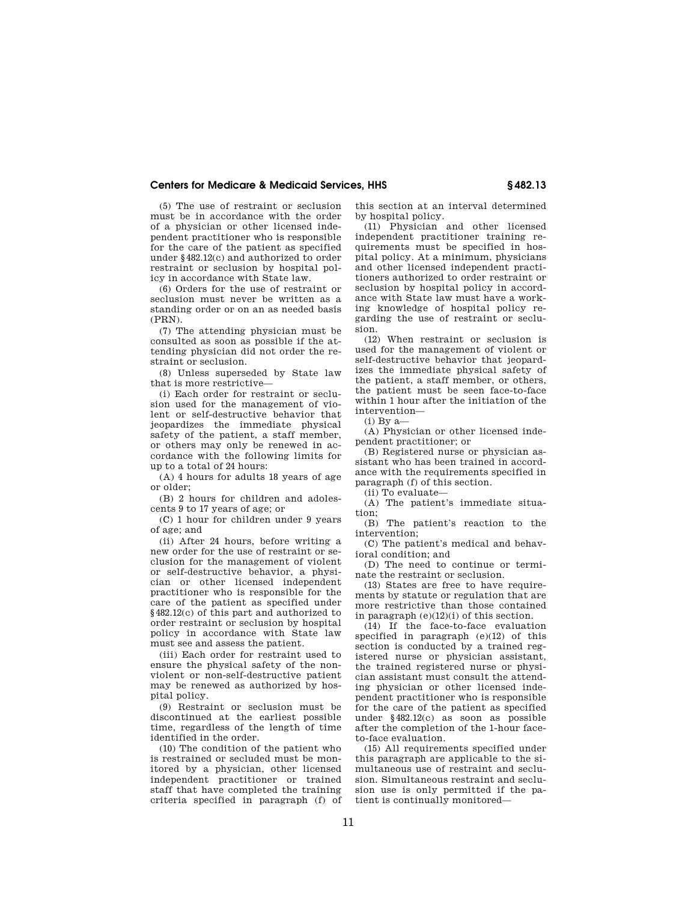(5) The use of restraint or seclusion must be in accordance with the order of a physician or other licensed independent practitioner who is responsible for the care of the patient as specified under §482.12(c) and authorized to order restraint or seclusion by hospital policy in accordance with State law.

(6) Orders for the use of restraint or seclusion must never be written as a standing order or on an as needed basis (PRN).

(7) The attending physician must be consulted as soon as possible if the attending physician did not order the restraint or seclusion.

(8) Unless superseded by State law that is more restrictive—

(i) Each order for restraint or seclusion used for the management of violent or self-destructive behavior that jeopardizes the immediate physical safety of the patient, a staff member, or others may only be renewed in accordance with the following limits for up to a total of 24 hours:

(A) 4 hours for adults 18 years of age or older;

(B) 2 hours for children and adolescents 9 to 17 years of age; or

(C) 1 hour for children under 9 years of age; and

(ii) After 24 hours, before writing a new order for the use of restraint or seclusion for the management of violent or self-destructive behavior, a physician or other licensed independent practitioner who is responsible for the care of the patient as specified under §482.12(c) of this part and authorized to order restraint or seclusion by hospital policy in accordance with State law must see and assess the patient.

(iii) Each order for restraint used to ensure the physical safety of the non-violent or non-self-destructive patient may be renewed as authorized by hospital policy.

(9) Restraint or seclusion must be discontinued at the earliest possible time, regardless of the length of time identified in the order.

(10) The condition of the patient who is restrained or secluded must be monitored by a physician, other licensed independent practitioner or trained staff that have completed the training criteria specified in paragraph (f) of this section at an interval determined by hospital policy.

(11) Physician and other licensed independent practitioner training requirements must be specified in hospital policy. At a minimum, physicians and other licensed independent practitioners authorized to order restraint or seclusion by hospital policy in accordance with State law must have a working knowledge of hospital policy regarding the use of restraint or seclusion.

(12) When restraint or seclusion is used for the management of violent or self-destructive behavior that jeopardizes the immediate physical safety of the patient, a staff member, or others, the patient must be seen face-to-face within 1 hour after the initiation of the intervention—

(i) By a—

(A) Physician or other licensed independent practitioner; or

(B) Registered nurse or physician assistant who has been trained in accordance with the requirements specified in paragraph (f) of this section.

(ii) To evaluate—

(A) The patient's immediate situation;

(B) The patient's reaction to the intervention;

(C) The patient's medical and behavioral condition; and

(D) The need to continue or terminate the restraint or seclusion.

(13) States are free to have requirements by statute or regulation that are more restrictive than those contained in paragraph (e)(12)(i) of this section.

(14) If the face-to-face evaluation specified in paragraph (e)(12) of this section is conducted by a trained registered nurse or physician assistant, the trained registered nurse or physician assistant must consult the attending physician or other licensed independent practitioner who is responsible for the care of the patient as specified under §482.12(c) as soon as possible after the completion of the 1-hour face-to-face evaluation.

(15) All requirements specified under this paragraph are applicable to the simultaneous use of restraint and seclusion. Simultaneous restraint and seclusion use is only permitted if the patient is continually monitored—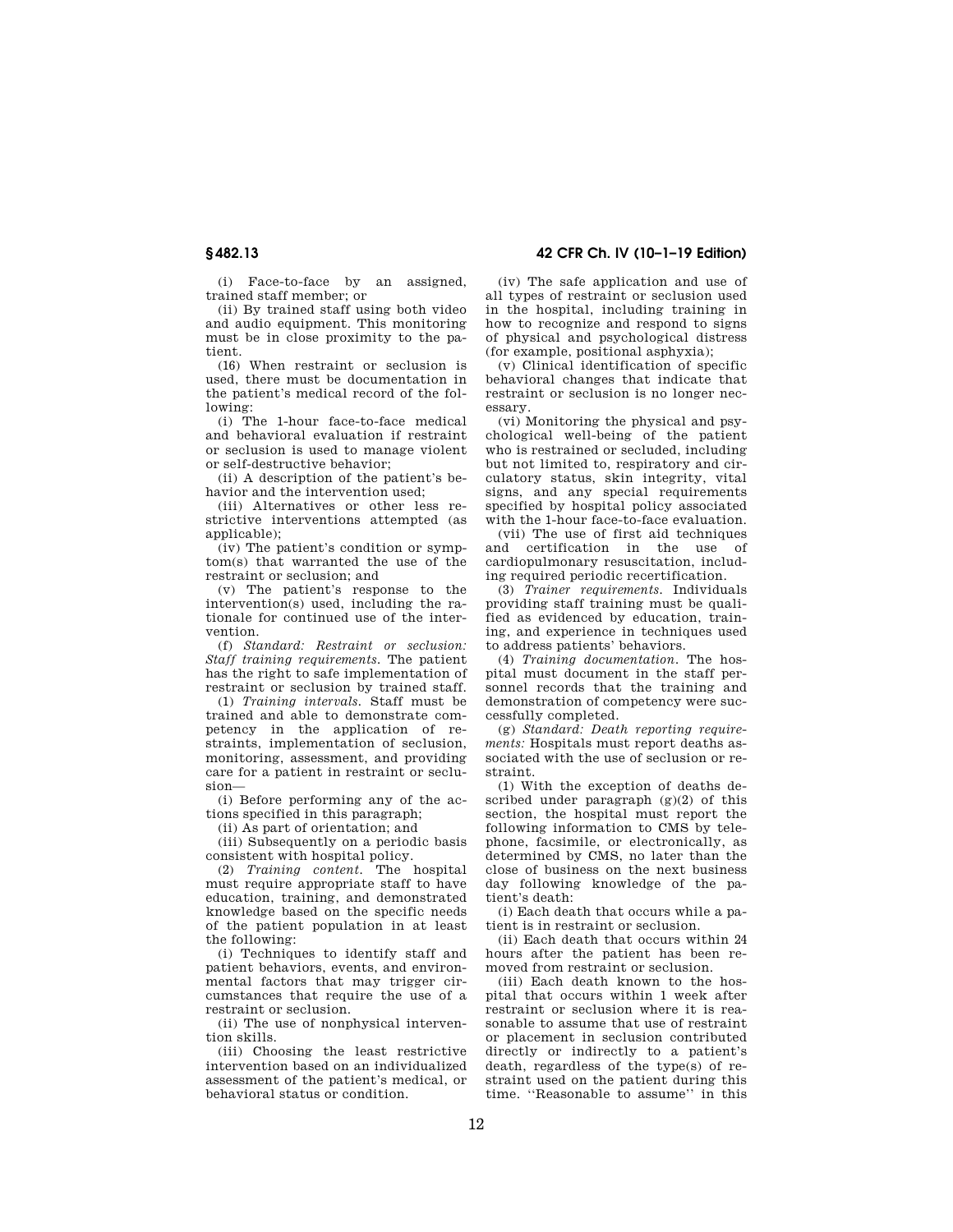(i) Face-to-face by an assigned, trained staff member; or

(ii) By trained staff using both video and audio equipment. This monitoring must be in close proximity to the patient.

(16) When restraint or seclusion is used, there must be documentation in the patient's medical record of the following:

(i) The 1-hour face-to-face medical and behavioral evaluation if restraint or seclusion is used to manage violent or self-destructive behavior;

(ii) A description of the patient's behavior and the intervention used;

(iii) Alternatives or other less restrictive interventions attempted (as applicable);

(iv) The patient's condition or symptom(s) that warranted the use of the restraint or seclusion; and

(v) The patient's response to the intervention(s) used, including the rationale for continued use of the intervention.

(f) *Standard: Restraint or seclusion: Staff training requirements.* The patient has the right to safe implementation of restraint or seclusion by trained staff.

(1) *Training intervals.* Staff must be trained and able to demonstrate competency in the application of restraints, implementation of seclusion, monitoring, assessment, and providing care for a patient in restraint or seclusion—

(i) Before performing any of the actions specified in this paragraph;

(ii) As part of orientation; and

(iii) Subsequently on a periodic basis consistent with hospital policy.

(2) *Training content.* The hospital must require appropriate staff to have education, training, and demonstrated knowledge based on the specific needs of the patient population in at least the following:

(i) Techniques to identify staff and patient behaviors, events, and environmental factors that may trigger circumstances that require the use of a restraint or seclusion.

(ii) The use of nonphysical intervention skills.

(iii) Choosing the least restrictive intervention based on an individualized assessment of the patient's medical, or behavioral status or condition.

(iv) The safe application and use of all types of restraint or seclusion used in the hospital, including training in how to recognize and respond to signs of physical and psychological distress (for example, positional asphyxia);

(v) Clinical identification of specific behavioral changes that indicate that restraint or seclusion is no longer necessary.

(vi) Monitoring the physical and psychological well-being of the patient who is restrained or secluded, including but not limited to, respiratory and circulatory status, skin integrity, vital signs, and any special requirements specified by hospital policy associated with the 1-hour face-to-face evaluation.

(vii) The use of first aid techniques and certification in the use of cardiopulmonary resuscitation, including required periodic recertification.

(3) *Trainer requirements.* Individuals providing staff training must be qualified as evidenced by education, training, and experience in techniques used to address patients' behaviors.

(4) *Training documentation.* The hospital must document in the staff personnel records that the training and demonstration of competency were successfully completed.

(g) *Standard: Death reporting requirements:* Hospitals must report deaths associated with the use of seclusion or restraint.

(1) With the exception of deaths described under paragraph (g)(2) of this section, the hospital must report the following information to CMS by telephone, facsimile, or electronically, as determined by CMS, no later than the close of business on the next business day following knowledge of the patient's death:

(i) Each death that occurs while a patient is in restraint or seclusion.

(ii) Each death that occurs within 24 hours after the patient has been removed from restraint or seclusion.

(iii) Each death known to the hospital that occurs within 1 week after restraint or seclusion where it is reasonable to assume that use of restraint or placement in seclusion contributed directly or indirectly to a patient's death, regardless of the type(s) of restraint used on the patient during this time. ''Reasonable to assume'' in this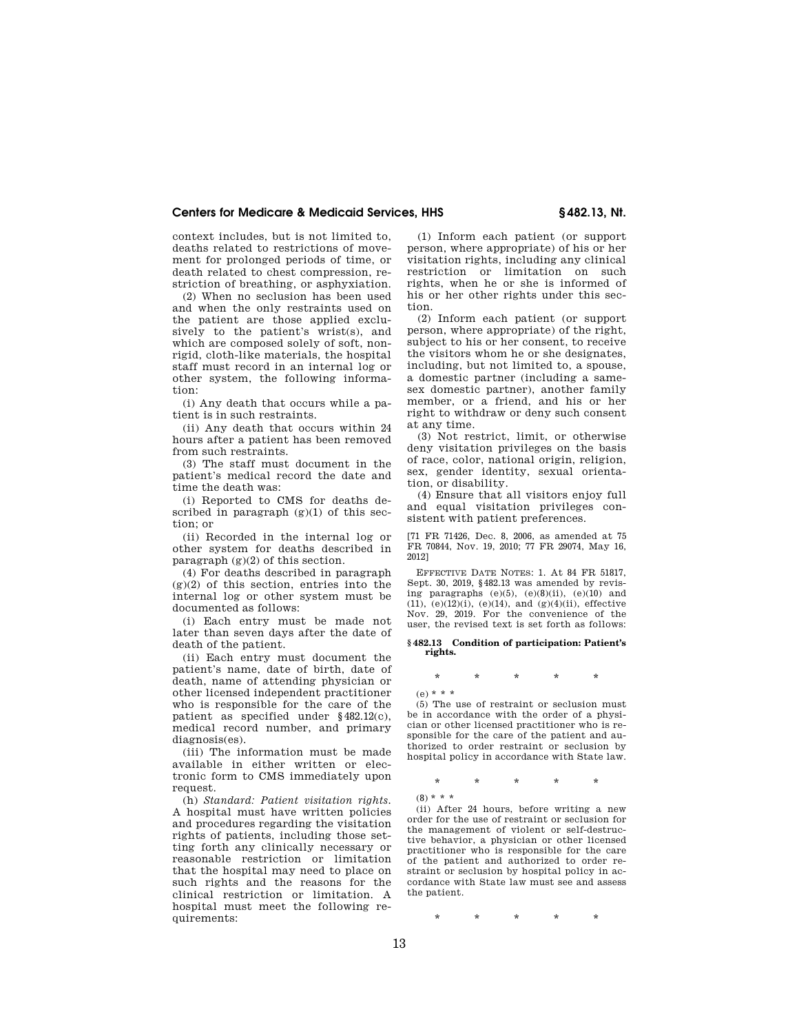context includes, but is not limited to, deaths related to restrictions of movement for prolonged periods of time, or death related to chest compression, restriction of breathing, or asphyxiation.

(2) When no seclusion has been used and when the only restraints used on the patient are those applied exclusively to the patient's wrist(s), and which are composed solely of soft, non-rigid, cloth-like materials, the hospital staff must record in an internal log or other system, the following information:

(i) Any death that occurs while a patient is in such restraints.

(ii) Any death that occurs within 24 hours after a patient has been removed from such restraints.

(3) The staff must document in the patient's medical record the date and time the death was:

(i) Reported to CMS for deaths described in paragraph (g)(1) of this section; or

(ii) Recorded in the internal log or other system for deaths described in paragraph (g)(2) of this section.

(4) For deaths described in paragraph (g)(2) of this section, entries into the internal log or other system must be documented as follows:

(i) Each entry must be made not later than seven days after the date of death of the patient.

(ii) Each entry must document the patient's name, date of birth, date of death, name of attending physician or other licensed independent practitioner who is responsible for the care of the patient as specified under §482.12(c), medical record number, and primary diagnosis(es).

(iii) The information must be made available in either written or electronic form to CMS immediately upon request.

(h) *Standard: Patient visitation rights.* A hospital must have written policies and procedures regarding the visitation rights of patients, including those setting forth any clinically necessary or reasonable restriction or limitation that the hospital may need to place on such rights and the reasons for the clinical restriction or limitation. A hospital must meet the following requirements:

(1) Inform each patient (or support person, where appropriate) of his or her visitation rights, including any clinical restriction or limitation on such rights, when he or she is informed of his or her other rights under this section.

(2) Inform each patient (or support person, where appropriate) of the right, subject to his or her consent, to receive the visitors whom he or she designates, including, but not limited to, a spouse, a domestic partner (including a same-sex domestic partner), another family member, or a friend, and his or her right to withdraw or deny such consent at any time.

(3) Not restrict, limit, or otherwise deny visitation privileges on the basis of race, color, national origin, religion, sex, gender identity, sexual orientation, or disability.

(4) Ensure that all visitors enjoy full and equal visitation privileges consistent with patient preferences.

[71 FR 71426, Dec. 8, 2006, as amended at 75 FR 70844, Nov. 19, 2010; 77 FR 29074, May 16, 2012]

EFFECTIVE DATE NOTES: 1. At 84 FR 51817, Sept. 30, 2019, §482.13 was amended by revising paragraphs (e)(5), (e)(8)(ii), (e)(10) and (11), (e)(12)(i), (e)(14), and (g)(4)(ii), effective Nov. 29, 2019. For the convenience of the user, the revised text is set forth as follows:

**§482.13 Condition of participation: Patient's rights.**

\* \* \* \* \*

(e) \* \* \*

(5) The use of restraint or seclusion must be in accordance with the order of a physician or other licensed practitioner who is responsible for the care of the patient and authorized to order restraint or seclusion by hospital policy in accordance with State law.

\* \* \* \* \*

(8) \* \* \*

(ii) After 24 hours, before writing a new order for the use of restraint or seclusion for the management of violent or self-destructive behavior, a physician or other licensed practitioner who is responsible for the care of the patient and authorized to order restraint or seclusion by hospital policy in accordance with State law must see and assess the patient.

\* \* \* \* \*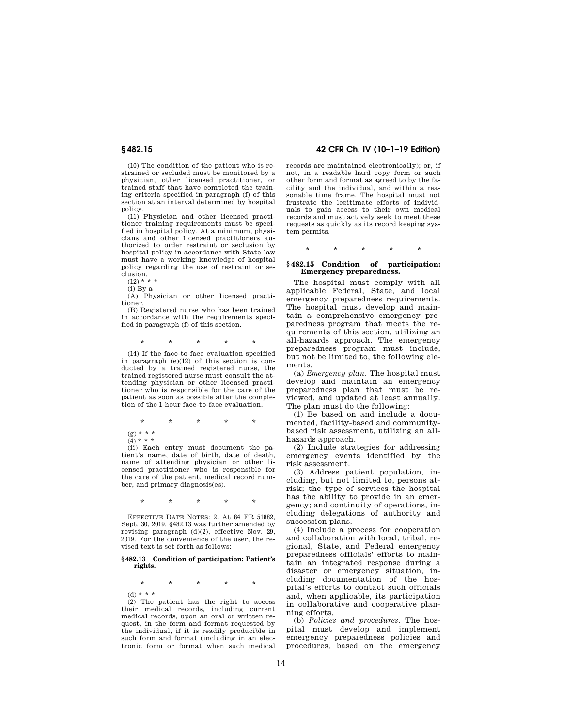(10) The condition of the patient who is restrained or secluded must be monitored by a physician, other licensed practitioner, or trained staff that have completed the training criteria specified in paragraph (f) of this section at an interval determined by hospital policy.

(11) Physician and other licensed practitioner training requirements must be specified in hospital policy. At a minimum, physicians and other licensed practitioners authorized to order restraint or seclusion by hospital policy in accordance with State law must have a working knowledge of hospital policy regarding the use of restraint or seclusion.

(12) * * *

(i) By a—

(A) Physician or other licensed practitioner.

(B) Registered nurse who has been trained in accordance with the requirements specified in paragraph (f) of this section.

\* \* \* \* \*

(14) If the face-to-face evaluation specified in paragraph (e)(12) of this section is conducted by a trained registered nurse, the trained registered nurse must consult the attending physician or other licensed practitioner who is responsible for the care of the patient as soon as possible after the completion of the 1-hour face-to-face evaluation.

\* \* \* \* \*

(g) * * *

(4) * * *

(ii) Each entry must document the patient's name, date of birth, date of death, name of attending physician or other licensed practitioner who is responsible for the care of the patient, medical record number, and primary diagnosis(es).

\* \* \* \* \*

EFFECTIVE DATE NOTES: 2. At 84 FR 51882, Sept. 30, 2019, §482.13 was further amended by revising paragraph (d)(2), effective Nov. 29, 2019. For the convenience of the user, the revised text is set forth as follows:

**§ 482.13 Condition of participation: Patient's rights.**

\* \* \* \* \*

(d) * * *

(2) The patient has the right to access their medical records, including current medical records, upon an oral or written request, in the form and format requested by the individual, if it is readily producible in such form and format (including in an electronic form or format when such medical records are maintained electronically); or, if not, in a readable hard copy form or such other form and format as agreed to by the facility and the individual, and within a reasonable time frame. The hospital must not frustrate the legitimate efforts of individuals to gain access to their own medical records and must actively seek to meet these requests as quickly as its record keeping system permits.

\* \* \* \* \*

## § 482.15 Condition of participation: Emergency preparedness.

The hospital must comply with all applicable Federal, State, and local emergency preparedness requirements. The hospital must develop and maintain a comprehensive emergency preparedness program that meets the requirements of this section, utilizing an all-hazards approach. The emergency preparedness program must include, but not be limited to, the following elements:

(a) *Emergency plan.* The hospital must develop and maintain an emergency preparedness plan that must be reviewed, and updated at least annually. The plan must do the following:

(1) Be based on and include a documented, facility-based and community-based risk assessment, utilizing an all-hazards approach.

(2) Include strategies for addressing emergency events identified by the risk assessment.

(3) Address patient population, including, but not limited to, persons at-risk; the type of services the hospital has the ability to provide in an emergency; and continuity of operations, including delegations of authority and succession plans.

(4) Include a process for cooperation and collaboration with local, tribal, regional, State, and Federal emergency preparedness officials' efforts to maintain an integrated response during a disaster or emergency situation, including documentation of the hospital's efforts to contact such officials and, when applicable, its participation in collaborative and cooperative planning efforts.

(b) *Policies and procedures.* The hospital must develop and implement emergency preparedness policies and procedures, based on the emergency